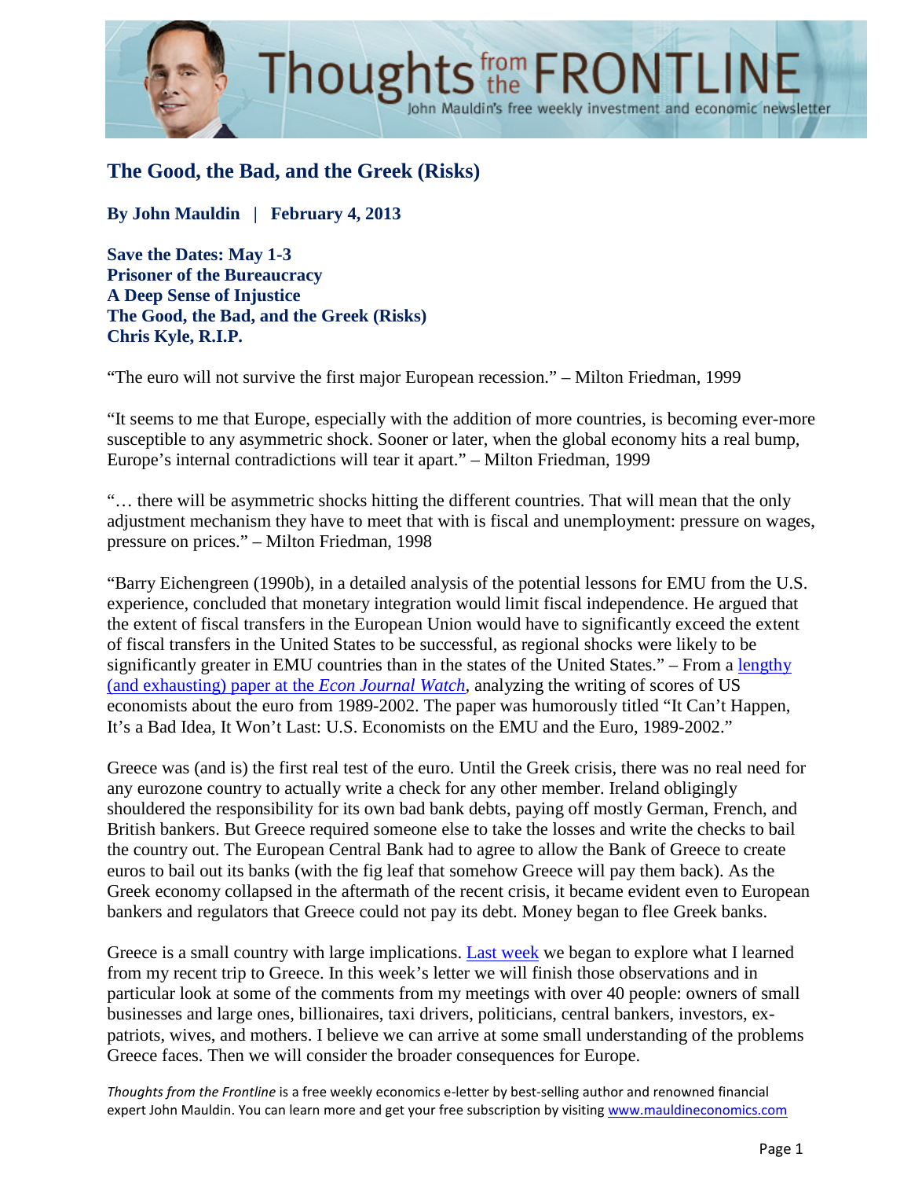# The Good, the Bad, and the Greek (Risks)

**By John Mauldin | February 4, 2013**

**Save the Dates: May 1-3**
**Prisoner of the Bureaucracy**
**A Deep Sense of Injustice**
**The Good, the Bad, and the Greek (Risks)**
**Chris Kyle, R.I.P.**

"The euro will not survive the first major European recession." – Milton Friedman, 1999

"It seems to me that Europe, especially with the addition of more countries, is becoming ever-more susceptible to any asymmetric shock. Sooner or later, when the global economy hits a real bump, Europe's internal contradictions will tear it apart." – Milton Friedman, 1999

"… there will be asymmetric shocks hitting the different countries. That will mean that the only adjustment mechanism they have to meet that with is fiscal and unemployment: pressure on wages, pressure on prices." – Milton Friedman, 1998

"Barry Eichengreen (1990b), in a detailed analysis of the potential lessons for EMU from the U.S. experience, concluded that monetary integration would limit fiscal independence. He argued that the extent of fiscal transfers in the European Union would have to significantly exceed the extent of fiscal transfers in the United States to be successful, as regional shocks were likely to be significantly greater in EMU countries than in the states of the United States." – From a lengthy (and exhausting) paper at the *Econ Journal Watch*, analyzing the writing of scores of US economists about the euro from 1989-2002. The paper was humorously titled "It Can't Happen, It's a Bad Idea, It Won't Last: U.S. Economists on the EMU and the Euro, 1989-2002."

Greece was (and is) the first real test of the euro. Until the Greek crisis, there was no real need for any eurozone country to actually write a check for any other member. Ireland obligingly shouldered the responsibility for its own bad bank debts, paying off mostly German, French, and British bankers. But Greece required someone else to take the losses and write the checks to bail the country out. The European Central Bank had to agree to allow the Bank of Greece to create euros to bail out its banks (with the fig leaf that somehow Greece will pay them back). As the Greek economy collapsed in the aftermath of the recent crisis, it became evident even to European bankers and regulators that Greece could not pay its debt. Money began to flee Greek banks.

Greece is a small country with large implications. Last week we began to explore what I learned from my recent trip to Greece. In this week's letter we will finish those observations and in particular look at some of the comments from my meetings with over 40 people: owners of small businesses and large ones, billionaires, taxi drivers, politicians, central bankers, investors, ex-patriots, wives, and mothers. I believe we can arrive at some small understanding of the problems Greece faces. Then we will consider the broader consequences for Europe.

*Thoughts from the Frontline* is a free weekly economics e-letter by best-selling author and renowned financial expert John Mauldin. You can learn more and get your free subscription by visiting www.mauldineconomics.com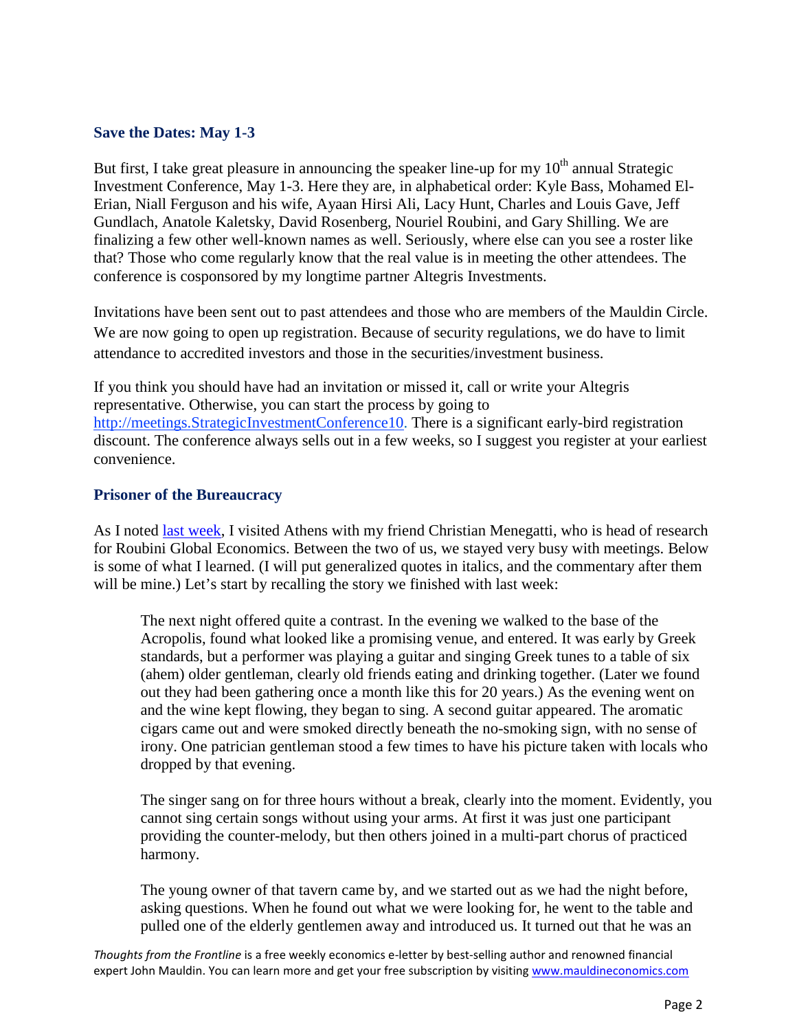### Save the Dates: May 1-3

But first, I take great pleasure in announcing the speaker line-up for my 10th annual Strategic Investment Conference, May 1-3. Here they are, in alphabetical order: Kyle Bass, Mohamed El-Erian, Niall Ferguson and his wife, Ayaan Hirsi Ali, Lacy Hunt, Charles and Louis Gave, Jeff Gundlach, Anatole Kaletsky, David Rosenberg, Nouriel Roubini, and Gary Shilling. We are finalizing a few other well-known names as well. Seriously, where else can you see a roster like that? Those who come regularly know that the real value is in meeting the other attendees. The conference is cosponsored by my longtime partner Altegris Investments.

Invitations have been sent out to past attendees and those who are members of the Mauldin Circle. We are now going to open up registration. Because of security regulations, we do have to limit attendance to accredited investors and those in the securities/investment business.

If you think you should have had an invitation or missed it, call or write your Altegris representative. Otherwise, you can start the process by going to [http://meetings.StrategicInvestmentConference10.](http://meetings.StrategicInvestmentConference10.) There is a significant early-bird registration discount. The conference always sells out in a few weeks, so I suggest you register at your earliest convenience.

### Prisoner of the Bureaucracy

As I noted [last week](last week), I visited Athens with my friend Christian Menegatti, who is head of research for Roubini Global Economics. Between the two of us, we stayed very busy with meetings. Below is some of what I learned. (I will put generalized quotes in italics, and the commentary after them will be mine.) Let's start by recalling the story we finished with last week:

> The next night offered quite a contrast. In the evening we walked to the base of the Acropolis, found what looked like a promising venue, and entered. It was early by Greek standards, but a performer was playing a guitar and singing Greek tunes to a table of six (ahem) older gentleman, clearly old friends eating and drinking together. (Later we found out they had been gathering once a month like this for 20 years.) As the evening went on and the wine kept flowing, they began to sing. A second guitar appeared. The aromatic cigars came out and were smoked directly beneath the no-smoking sign, with no sense of irony. One patrician gentleman stood a few times to have his picture taken with locals who dropped by that evening.
>
> The singer sang on for three hours without a break, clearly into the moment. Evidently, you cannot sing certain songs without using your arms. At first it was just one participant providing the counter-melody, but then others joined in a multi-part chorus of practiced harmony.
>
> The young owner of that tavern came by, and we started out as we had the night before, asking questions. When he found out what we were looking for, he went to the table and pulled one of the elderly gentlemen away and introduced us. It turned out that he was an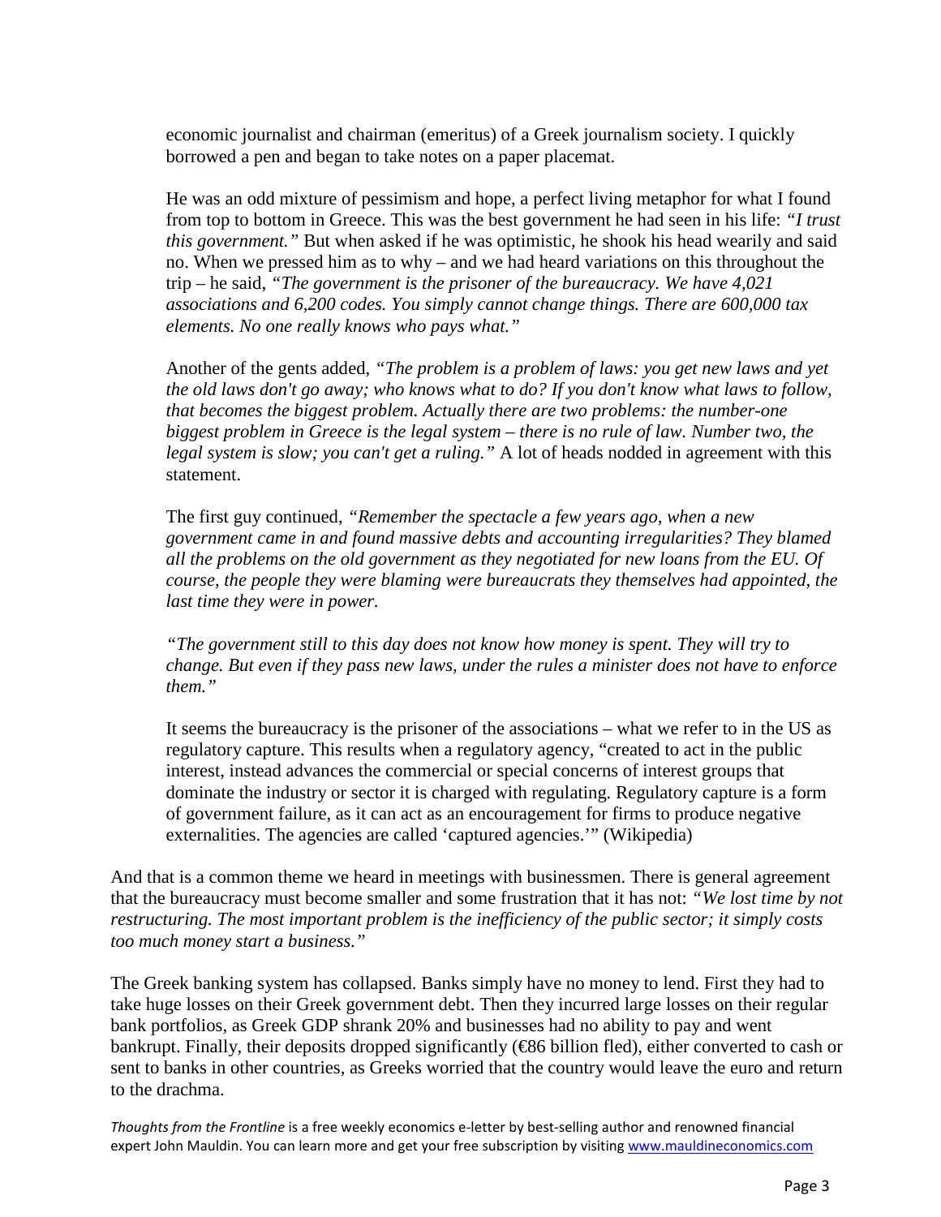economic journalist and chairman (emeritus) of a Greek journalism society. I quickly borrowed a pen and began to take notes on a paper placemat.

> He was an odd mixture of pessimism and hope, a perfect living metaphor for what I found from top to bottom in Greece. This was the best government he had seen in his life: *"I trust this government."* But when asked if he was optimistic, he shook his head wearily and said no. When we pressed him as to why – and we had heard variations on this throughout the trip – he said, *"The government is the prisoner of the bureaucracy. We have 4,021 associations and 6,200 codes. You simply cannot change things. There are 600,000 tax elements. No one really knows who pays what."*
>
> Another of the gents added, *"The problem is a problem of laws: you get new laws and yet the old laws don't go away; who knows what to do? If you don't know what laws to follow, that becomes the biggest problem. Actually there are two problems: the number-one biggest problem in Greece is the legal system – there is no rule of law. Number two, the legal system is slow; you can't get a ruling."* A lot of heads nodded in agreement with this statement.
>
> The first guy continued, *"Remember the spectacle a few years ago, when a new government came in and found massive debts and accounting irregularities? They blamed all the problems on the old government as they negotiated for new loans from the EU. Of course, the people they were blaming were bureaucrats they themselves had appointed, the last time they were in power.*
>
> *"The government still to this day does not know how money is spent. They will try to change. But even if they pass new laws, under the rules a minister does not have to enforce them."*
>
> It seems the bureaucracy is the prisoner of the associations – what we refer to in the US as regulatory capture. This results when a regulatory agency, "created to act in the public interest, instead advances the commercial or special concerns of interest groups that dominate the industry or sector it is charged with regulating. Regulatory capture is a form of government failure, as it can act as an encouragement for firms to produce negative externalities. The agencies are called 'captured agencies.'" (Wikipedia)

And that is a common theme we heard in meetings with businessmen. There is general agreement that the bureaucracy must become smaller and some frustration that it has not: *"We lost time by not restructuring. The most important problem is the inefficiency of the public sector; it simply costs too much money start a business."*

The Greek banking system has collapsed. Banks simply have no money to lend. First they had to take huge losses on their Greek government debt. Then they incurred large losses on their regular bank portfolios, as Greek GDP shrank 20% and businesses had no ability to pay and went bankrupt. Finally, their deposits dropped significantly (€86 billion fled), either converted to cash or sent to banks in other countries, as Greeks worried that the country would leave the euro and return to the drachma.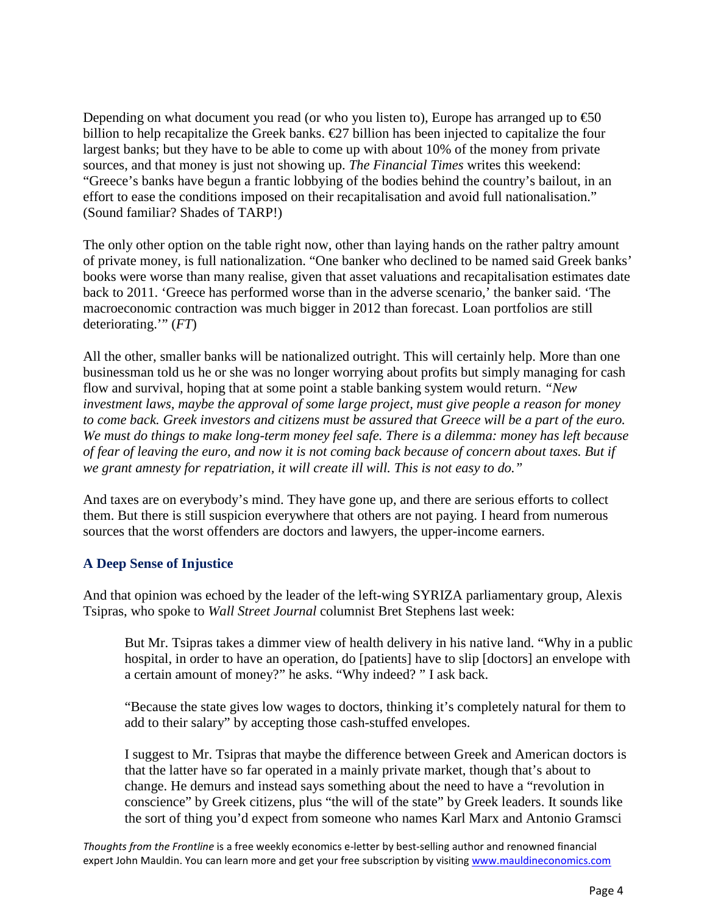Depending on what document you read (or who you listen to), Europe has arranged up to €50 billion to help recapitalize the Greek banks. €27 billion has been injected to capitalize the four largest banks; but they have to be able to come up with about 10% of the money from private sources, and that money is just not showing up. *The Financial Times* writes this weekend: "Greece's banks have begun a frantic lobbying of the bodies behind the country's bailout, in an effort to ease the conditions imposed on their recapitalisation and avoid full nationalisation." (Sound familiar? Shades of TARP!)

The only other option on the table right now, other than laying hands on the rather paltry amount of private money, is full nationalization. "One banker who declined to be named said Greek banks' books were worse than many realise, given that asset valuations and recapitalisation estimates date back to 2011. 'Greece has performed worse than in the adverse scenario,' the banker said. 'The macroeconomic contraction was much bigger in 2012 than forecast. Loan portfolios are still deteriorating.'" (*FT*)

All the other, smaller banks will be nationalized outright. This will certainly help. More than one businessman told us he or she was no longer worrying about profits but simply managing for cash flow and survival, hoping that at some point a stable banking system would return. *"New investment laws, maybe the approval of some large project, must give people a reason for money to come back. Greek investors and citizens must be assured that Greece will be a part of the euro. We must do things to make long-term money feel safe. There is a dilemma: money has left because of fear of leaving the euro, and now it is not coming back because of concern about taxes. But if we grant amnesty for repatriation, it will create ill will. This is not easy to do."*

And taxes are on everybody's mind. They have gone up, and there are serious efforts to collect them. But there is still suspicion everywhere that others are not paying. I heard from numerous sources that the worst offenders are doctors and lawyers, the upper-income earners.

## A Deep Sense of Injustice

And that opinion was echoed by the leader of the left-wing SYRIZA parliamentary group, Alexis Tsipras, who spoke to *Wall Street Journal* columnist Bret Stephens last week:

> But Mr. Tsipras takes a dimmer view of health delivery in his native land. "Why in a public hospital, in order to have an operation, do [patients] have to slip [doctors] an envelope with a certain amount of money?" he asks. "Why indeed? " I ask back.
>
> "Because the state gives low wages to doctors, thinking it's completely natural for them to add to their salary" by accepting those cash-stuffed envelopes.
>
> I suggest to Mr. Tsipras that maybe the difference between Greek and American doctors is that the latter have so far operated in a mainly private market, though that's about to change. He demurs and instead says something about the need to have a "revolution in conscience" by Greek citizens, plus "the will of the state" by Greek leaders. It sounds like the sort of thing you'd expect from someone who names Karl Marx and Antonio Gramsci

*Thoughts from the Frontline* is a free weekly economics e-letter by best-selling author and renowned financial expert John Mauldin. You can learn more and get your free subscription by visiting www.mauldineconomics.com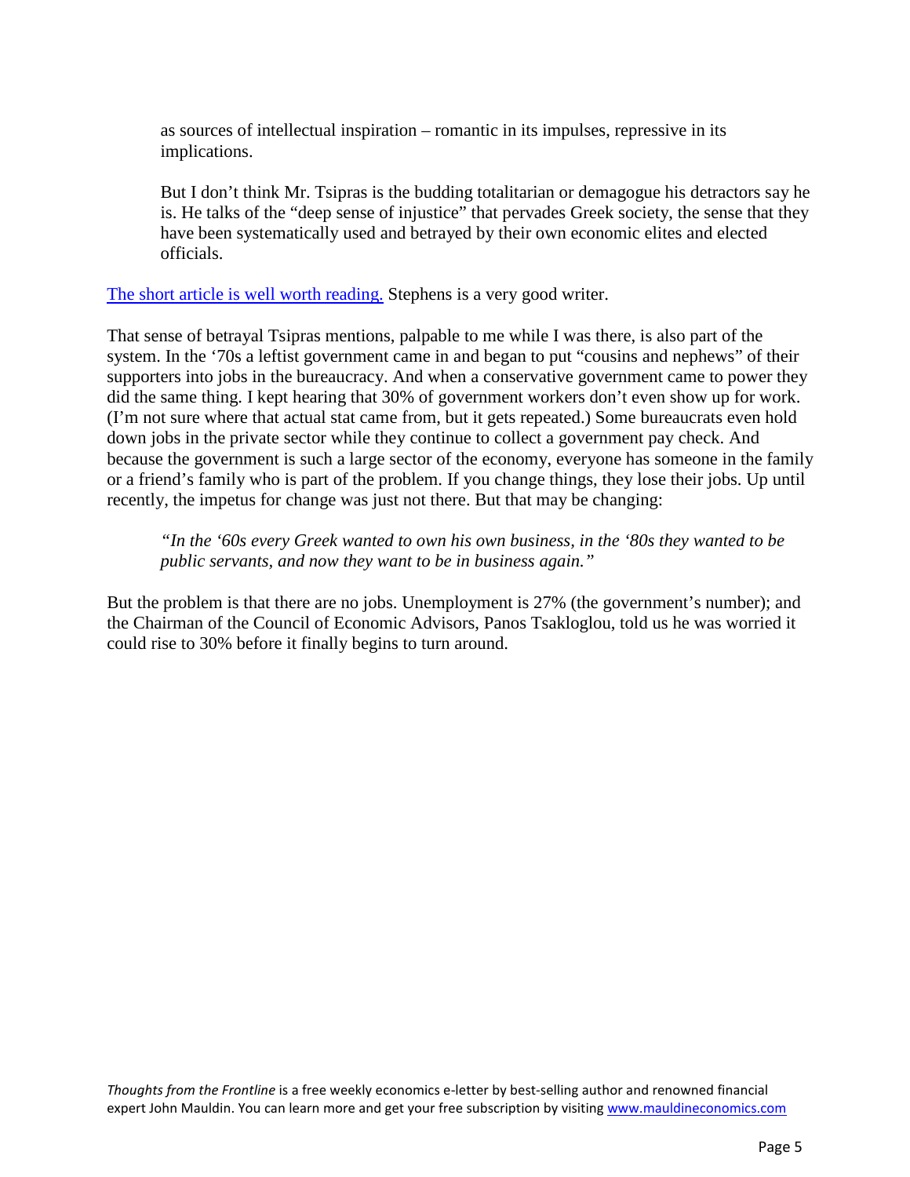> as sources of intellectual inspiration – romantic in its impulses, repressive in its implications.
>
> But I don't think Mr. Tsipras is the budding totalitarian or demagogue his detractors say he is. He talks of the "deep sense of injustice" that pervades Greek society, the sense that they have been systematically used and betrayed by their own economic elites and elected officials.

[The short article is well worth reading.] Stephens is a very good writer.

That sense of betrayal Tsipras mentions, palpable to me while I was there, is also part of the system. In the '70s a leftist government came in and began to put "cousins and nephews" of their supporters into jobs in the bureaucracy. And when a conservative government came to power they did the same thing. I kept hearing that 30% of government workers don't even show up for work. (I'm not sure where that actual stat came from, but it gets repeated.) Some bureaucrats even hold down jobs in the private sector while they continue to collect a government pay check. And because the government is such a large sector of the economy, everyone has someone in the family or a friend's family who is part of the problem. If you change things, they lose their jobs. Up until recently, the impetus for change was just not there. But that may be changing:

> *"In the '60s every Greek wanted to own his own business, in the '80s they wanted to be public servants, and now they want to be in business again."*

But the problem is that there are no jobs. Unemployment is 27% (the government's number); and the Chairman of the Council of Economic Advisors, Panos Tsakloglou, told us he was worried it could rise to 30% before it finally begins to turn around.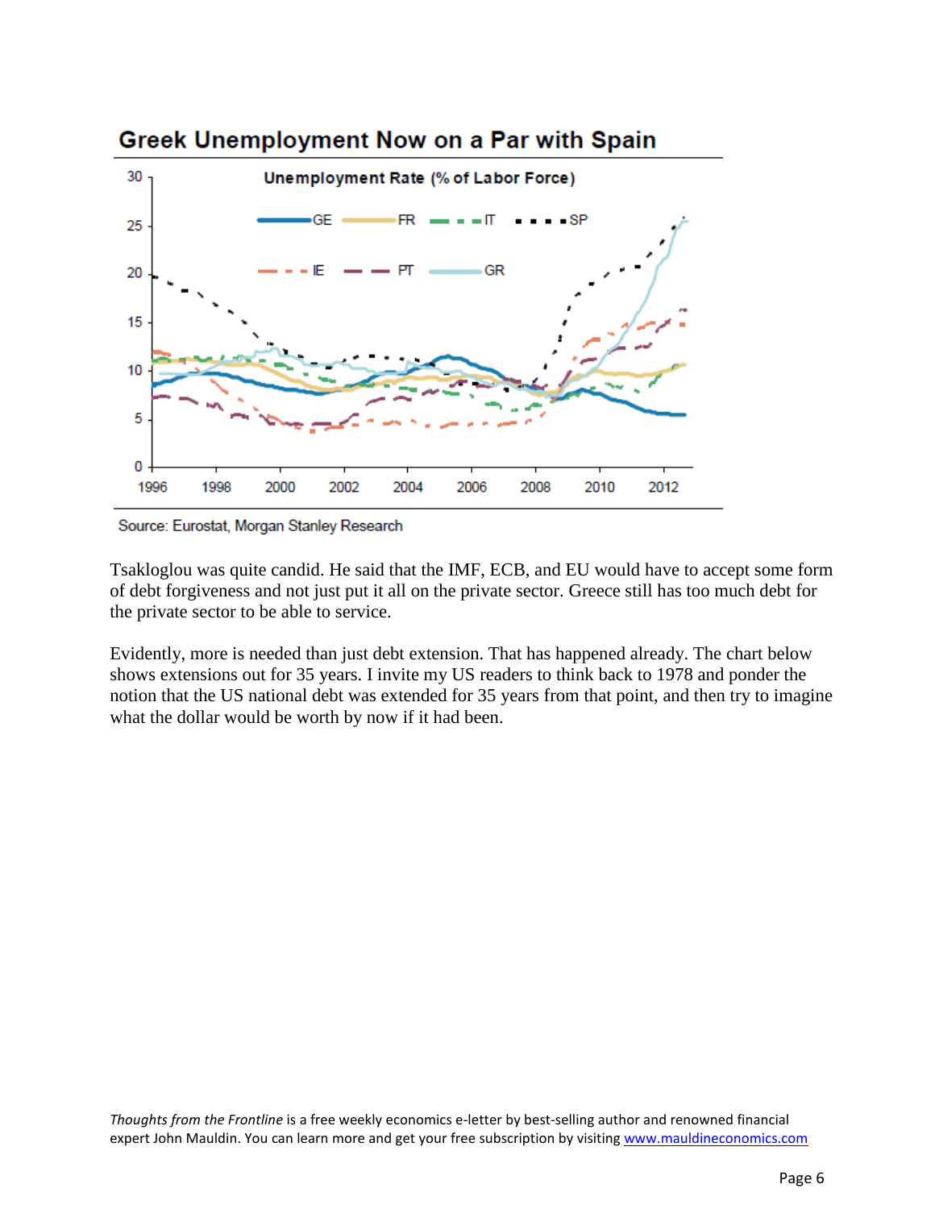## Greek Unemployment Now on a Par with Spain

Unemployment Rate (% of Labor Force)

GE FR IT SP

IE PT GR

30
25
20
15
10
5
0

1996 1998 2000 2002 2004 2006 2008 2010 2012

Source: Eurostat, Morgan Stanley Research

Tsakloglou was quite candid. He said that the IMF, ECB, and EU would have to accept some form of debt forgiveness and not just put it all on the private sector. Greece still has too much debt for the private sector to be able to service.

Evidently, more is needed than just debt extension. That has happened already. The chart below shows extensions out for 35 years. I invite my US readers to think back to 1978 and ponder the notion that the US national debt was extended for 35 years from that point, and then try to imagine what the dollar would be worth by now if it had been.

*Thoughts from the Frontline* is a free weekly economics e-letter by best-selling author and renowned financial expert John Mauldin. You can learn more and get your free subscription by visiting www.mauldineconomics.com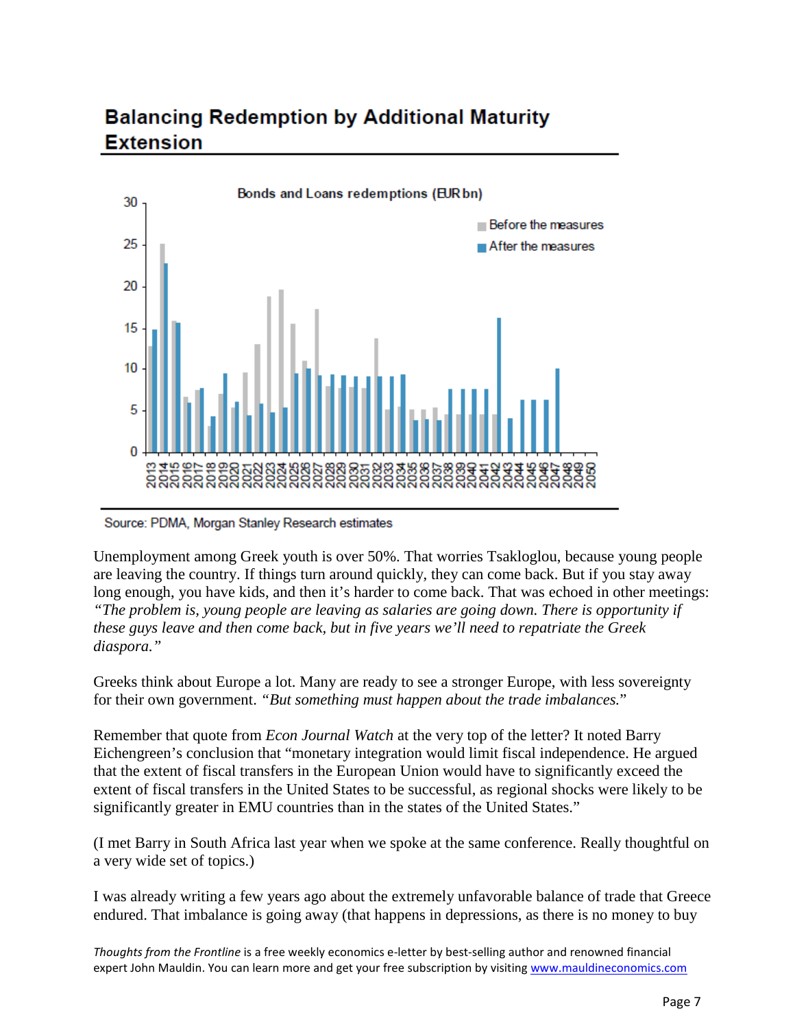## Balancing Redemption by Additional Maturity Extension

Bonds and Loans redemptions (EUR bn)

Before the measures
After the measures

30
25
20
15
10
5
0

2013 2014 2015 2016 2017 2018 2019 2020 2021 2022 2023 2024 2025 2026 2027 2028 2029 2030 2031 2032 2033 2034 2035 2036 2037 2038 2039 2040 2041 2042 2043 2044 2045 2046 2047 2048 2049 2050

Source: PDMA, Morgan Stanley Research estimates

Unemployment among Greek youth is over 50%. That worries Tsakloglou, because young people are leaving the country. If things turn around quickly, they can come back. But if you stay away long enough, you have kids, and then it's harder to come back. That was echoed in other meetings: *"The problem is, young people are leaving as salaries are going down. There is opportunity if these guys leave and then come back, but in five years we'll need to repatriate the Greek diaspora."*

Greeks think about Europe a lot. Many are ready to see a stronger Europe, with less sovereignty for their own government. *"But something must happen about the trade imbalances."*

Remember that quote from *Econ Journal Watch* at the very top of the letter? It noted Barry Eichengreen's conclusion that "monetary integration would limit fiscal independence. He argued that the extent of fiscal transfers in the European Union would have to significantly exceed the extent of fiscal transfers in the United States to be successful, as regional shocks were likely to be significantly greater in EMU countries than in the states of the United States."

(I met Barry in South Africa last year when we spoke at the same conference. Really thoughtful on a very wide set of topics.)

I was already writing a few years ago about the extremely unfavorable balance of trade that Greece endured. That imbalance is going away (that happens in depressions, as there is no money to buy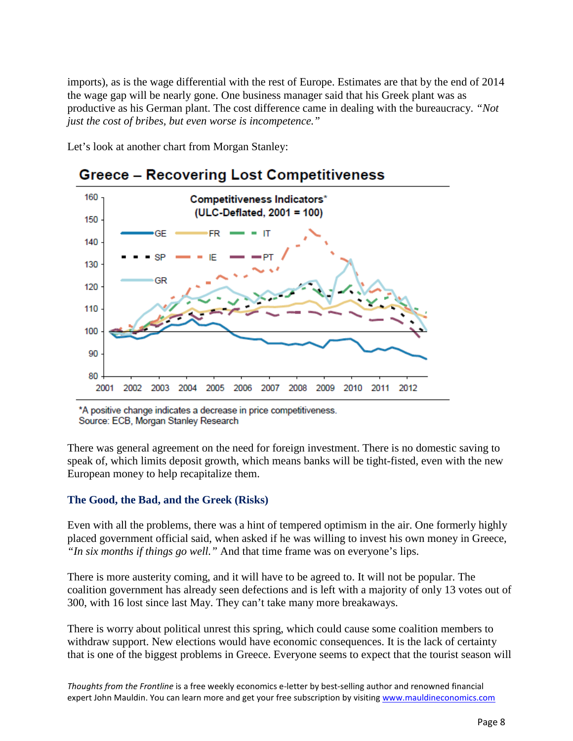imports), as is the wage differential with the rest of Europe. Estimates are that by the end of 2014 the wage gap will be nearly gone. One business manager said that his Greek plant was as productive as his German plant. The cost difference came in dealing with the bureaucracy. *"Not just the cost of bribes, but even worse is incompetence."*

Let's look at another chart from Morgan Stanley:

**Greece – Recovering Lost Competitiveness**

Competitiveness Indicators*
(ULC-Deflated, 2001 = 100)

GE FR IT SP IE PT GR

160
150
140
130
120
110
100
90
80

2001 2002 2003 2004 2005 2006 2007 2008 2009 2010 2011 2012

*A positive change indicates a decrease in price competitiveness.
Source: ECB, Morgan Stanley Research

There was general agreement on the need for foreign investment. There is no domestic saving to speak of, which limits deposit growth, which means banks will be tight-fisted, even with the new European money to help recapitalize them.

### The Good, the Bad, and the Greek (Risks)

Even with all the problems, there was a hint of tempered optimism in the air. One formerly highly placed government official said, when asked if he was willing to invest his own money in Greece, *"In six months if things go well."* And that time frame was on everyone's lips.

There is more austerity coming, and it will have to be agreed to. It will not be popular. The coalition government has already seen defections and is left with a majority of only 13 votes out of 300, with 16 lost since last May. They can't take many more breakaways.

There is worry about political unrest this spring, which could cause some coalition members to withdraw support. New elections would have economic consequences. It is the lack of certainty that is one of the biggest problems in Greece. Everyone seems to expect that the tourist season will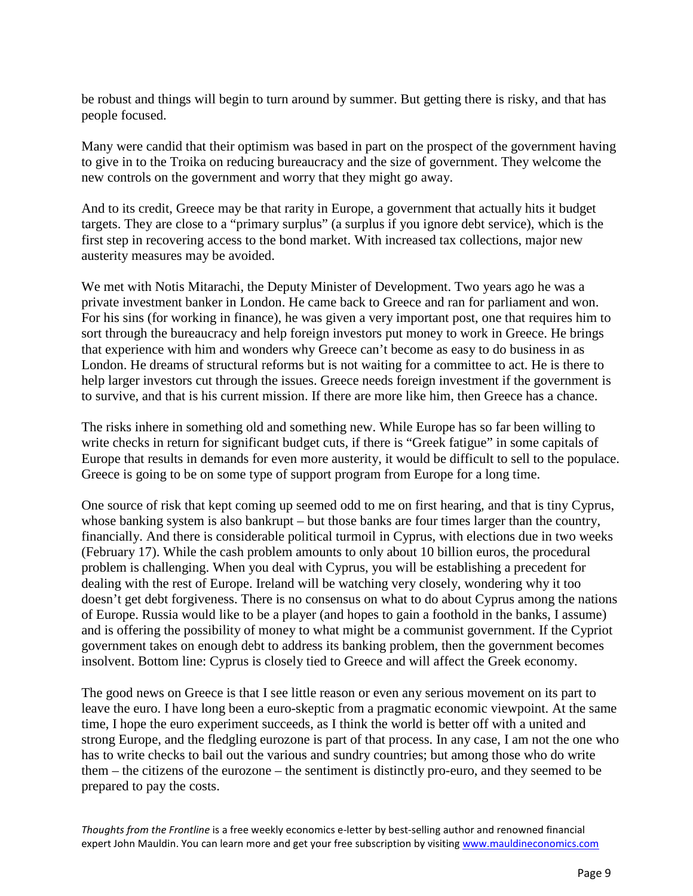be robust and things will begin to turn around by summer. But getting there is risky, and that has people focused.

Many were candid that their optimism was based in part on the prospect of the government having to give in to the Troika on reducing bureaucracy and the size of government. They welcome the new controls on the government and worry that they might go away.

And to its credit, Greece may be that rarity in Europe, a government that actually hits it budget targets. They are close to a "primary surplus" (a surplus if you ignore debt service), which is the first step in recovering access to the bond market. With increased tax collections, major new austerity measures may be avoided.

We met with Notis Mitarachi, the Deputy Minister of Development. Two years ago he was a private investment banker in London. He came back to Greece and ran for parliament and won. For his sins (for working in finance), he was given a very important post, one that requires him to sort through the bureaucracy and help foreign investors put money to work in Greece. He brings that experience with him and wonders why Greece can't become as easy to do business in as London. He dreams of structural reforms but is not waiting for a committee to act. He is there to help larger investors cut through the issues. Greece needs foreign investment if the government is to survive, and that is his current mission. If there are more like him, then Greece has a chance.

The risks inhere in something old and something new. While Europe has so far been willing to write checks in return for significant budget cuts, if there is "Greek fatigue" in some capitals of Europe that results in demands for even more austerity, it would be difficult to sell to the populace. Greece is going to be on some type of support program from Europe for a long time.

One source of risk that kept coming up seemed odd to me on first hearing, and that is tiny Cyprus, whose banking system is also bankrupt – but those banks are four times larger than the country, financially. And there is considerable political turmoil in Cyprus, with elections due in two weeks (February 17). While the cash problem amounts to only about 10 billion euros, the procedural problem is challenging. When you deal with Cyprus, you will be establishing a precedent for dealing with the rest of Europe. Ireland will be watching very closely, wondering why it too doesn't get debt forgiveness. There is no consensus on what to do about Cyprus among the nations of Europe. Russia would like to be a player (and hopes to gain a foothold in the banks, I assume) and is offering the possibility of money to what might be a communist government. If the Cypriot government takes on enough debt to address its banking problem, then the government becomes insolvent. Bottom line: Cyprus is closely tied to Greece and will affect the Greek economy.

The good news on Greece is that I see little reason or even any serious movement on its part to leave the euro. I have long been a euro-skeptic from a pragmatic economic viewpoint. At the same time, I hope the euro experiment succeeds, as I think the world is better off with a united and strong Europe, and the fledgling eurozone is part of that process. In any case, I am not the one who has to write checks to bail out the various and sundry countries; but among those who do write them – the citizens of the eurozone – the sentiment is distinctly pro-euro, and they seemed to be prepared to pay the costs.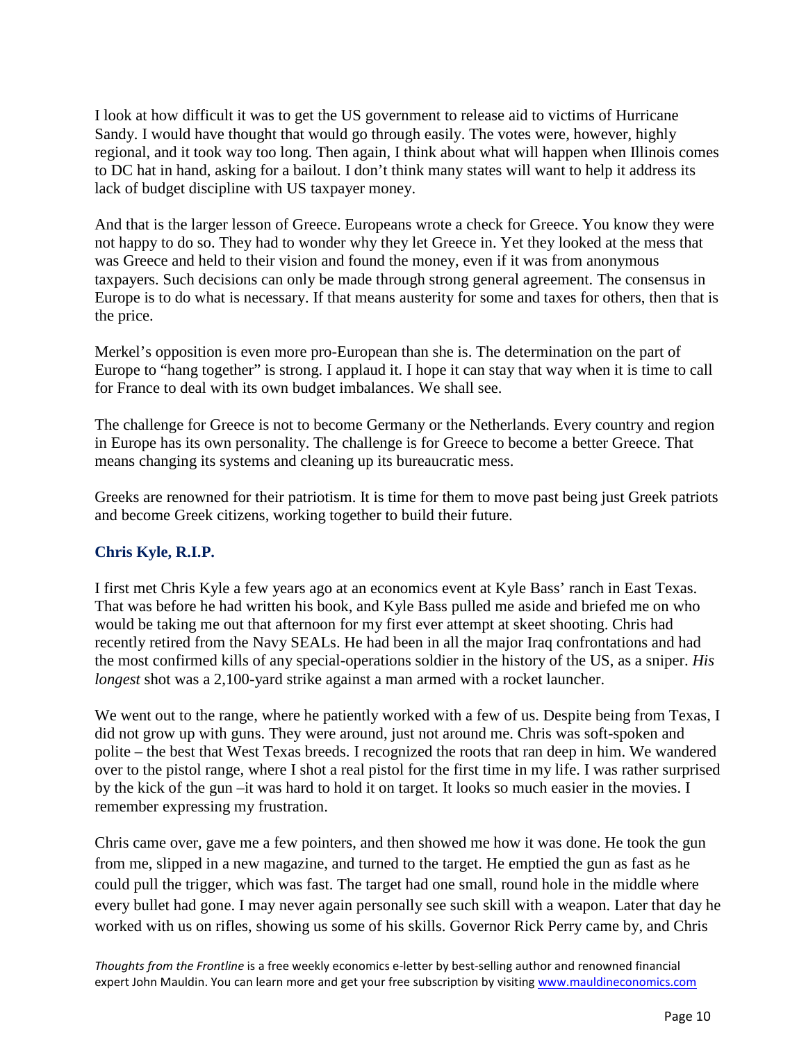I look at how difficult it was to get the US government to release aid to victims of Hurricane Sandy. I would have thought that would go through easily. The votes were, however, highly regional, and it took way too long. Then again, I think about what will happen when Illinois comes to DC hat in hand, asking for a bailout. I don't think many states will want to help it address its lack of budget discipline with US taxpayer money.

And that is the larger lesson of Greece. Europeans wrote a check for Greece. You know they were not happy to do so. They had to wonder why they let Greece in. Yet they looked at the mess that was Greece and held to their vision and found the money, even if it was from anonymous taxpayers. Such decisions can only be made through strong general agreement. The consensus in Europe is to do what is necessary. If that means austerity for some and taxes for others, then that is the price.

Merkel's opposition is even more pro-European than she is. The determination on the part of Europe to "hang together" is strong. I applaud it. I hope it can stay that way when it is time to call for France to deal with its own budget imbalances. We shall see.

The challenge for Greece is not to become Germany or the Netherlands. Every country and region in Europe has its own personality. The challenge is for Greece to become a better Greece. That means changing its systems and cleaning up its bureaucratic mess.

Greeks are renowned for their patriotism. It is time for them to move past being just Greek patriots and become Greek citizens, working together to build their future.

## Chris Kyle, R.I.P.

I first met Chris Kyle a few years ago at an economics event at Kyle Bass' ranch in East Texas. That was before he had written his book, and Kyle Bass pulled me aside and briefed me on who would be taking me out that afternoon for my first ever attempt at skeet shooting. Chris had recently retired from the Navy SEALs. He had been in all the major Iraq confrontations and had the most confirmed kills of any special-operations soldier in the history of the US, as a sniper. *His longest* shot was a 2,100-yard strike against a man armed with a rocket launcher.

We went out to the range, where he patiently worked with a few of us. Despite being from Texas, I did not grow up with guns. They were around, just not around me. Chris was soft-spoken and polite – the best that West Texas breeds. I recognized the roots that ran deep in him. We wandered over to the pistol range, where I shot a real pistol for the first time in my life. I was rather surprised by the kick of the gun –it was hard to hold it on target. It looks so much easier in the movies. I remember expressing my frustration.

Chris came over, gave me a few pointers, and then showed me how it was done. He took the gun from me, slipped in a new magazine, and turned to the target. He emptied the gun as fast as he could pull the trigger, which was fast. The target had one small, round hole in the middle where every bullet had gone. I may never again personally see such skill with a weapon. Later that day he worked with us on rifles, showing us some of his skills. Governor Rick Perry came by, and Chris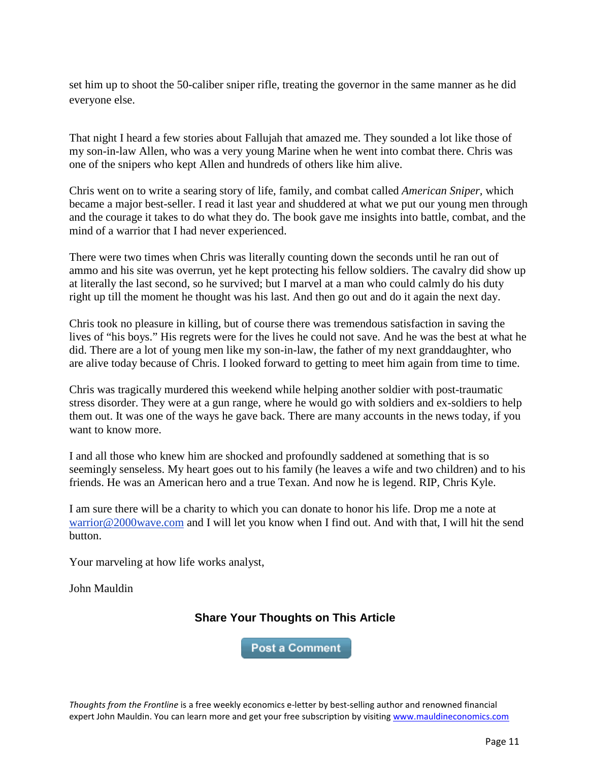set him up to shoot the 50-caliber sniper rifle, treating the governor in the same manner as he did everyone else.

That night I heard a few stories about Fallujah that amazed me. They sounded a lot like those of my son-in-law Allen, who was a very young Marine when he went into combat there. Chris was one of the snipers who kept Allen and hundreds of others like him alive.

Chris went on to write a searing story of life, family, and combat called *American Sniper*, which became a major best-seller. I read it last year and shuddered at what we put our young men through and the courage it takes to do what they do. The book gave me insights into battle, combat, and the mind of a warrior that I had never experienced.

There were two times when Chris was literally counting down the seconds until he ran out of ammo and his site was overrun, yet he kept protecting his fellow soldiers. The cavalry did show up at literally the last second, so he survived; but I marvel at a man who could calmly do his duty right up till the moment he thought was his last. And then go out and do it again the next day.

Chris took no pleasure in killing, but of course there was tremendous satisfaction in saving the lives of "his boys." His regrets were for the lives he could not save. And he was the best at what he did. There are a lot of young men like my son-in-law, the father of my next granddaughter, who are alive today because of Chris. I looked forward to getting to meet him again from time to time.

Chris was tragically murdered this weekend while helping another soldier with post-traumatic stress disorder. They were at a gun range, where he would go with soldiers and ex-soldiers to help them out. It was one of the ways he gave back. There are many accounts in the news today, if you want to know more.

I and all those who knew him are shocked and profoundly saddened at something that is so seemingly senseless. My heart goes out to his family (he leaves a wife and two children) and to his friends. He was an American hero and a true Texan. And now he is legend. RIP, Chris Kyle.

I am sure there will be a charity to which you can donate to honor his life. Drop me a note at [warrior@2000wave.com](mailto:warrior@2000wave.com) and I will let you know when I find out. And with that, I will hit the send button.

Your marveling at how life works analyst,

John Mauldin

**Share Your Thoughts on This Article**

Post a Comment

*Thoughts from the Frontline* is a free weekly economics e-letter by best-selling author and renowned financial expert John Mauldin. You can learn more and get your free subscription by visiting [www.mauldineconomics.com](http://www.mauldineconomics.com)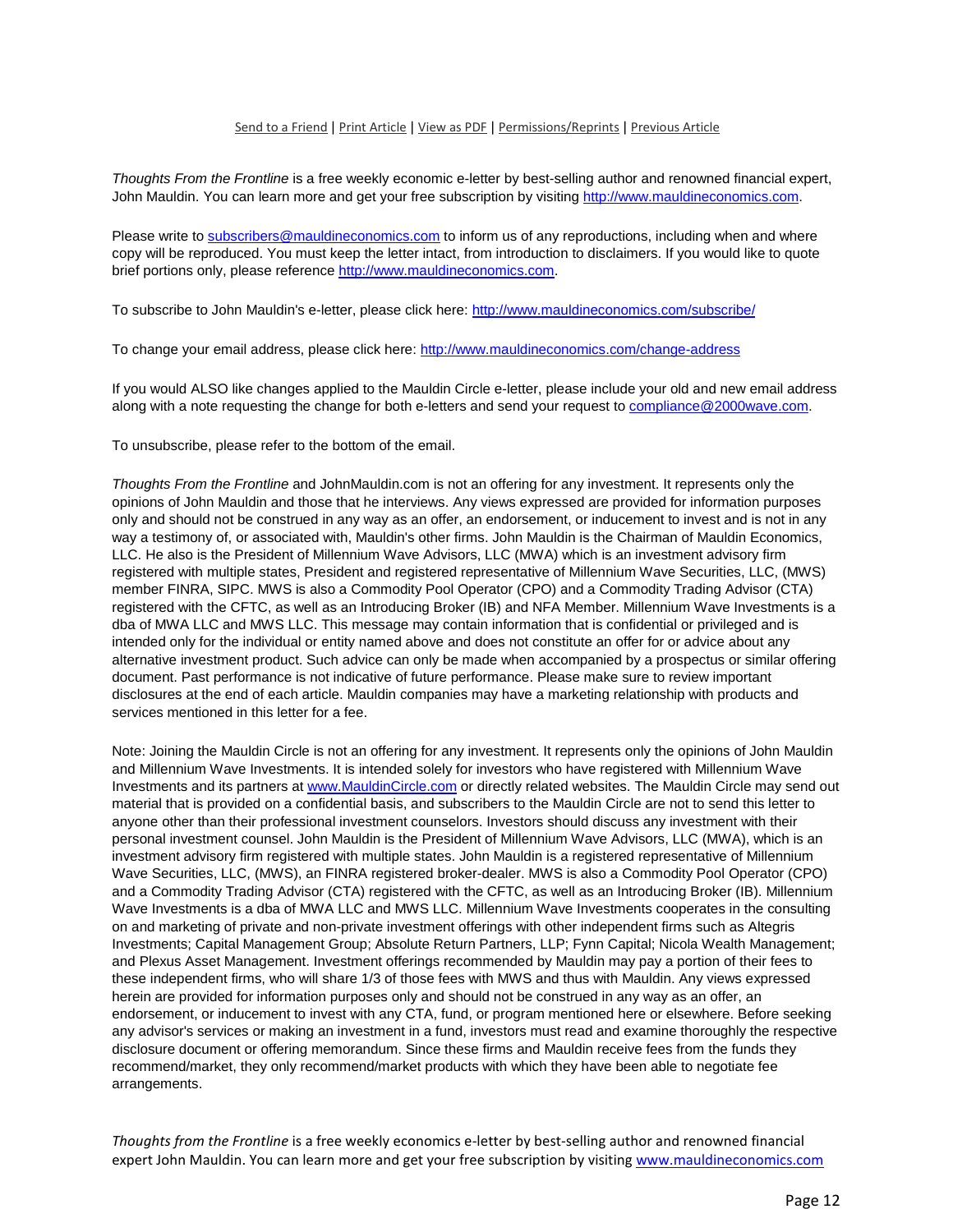[Send to a Friend](#) | [Print Article](#) | [View as PDF](#) | [Permissions/Reprints](#) | [Previous Article](#)

*Thoughts From the Frontline* is a free weekly economic e-letter by best-selling author and renowned financial expert, John Mauldin. You can learn more and get your free subscription by visiting http://www.mauldineconomics.com.

Please write to subscribers@mauldineconomics.com to inform us of any reproductions, including when and where copy will be reproduced. You must keep the letter intact, from introduction to disclaimers. If you would like to quote brief portions only, please reference http://www.mauldineconomics.com.

To subscribe to John Mauldin's e-letter, please click here: http://www.mauldineconomics.com/subscribe/

To change your email address, please click here: http://www.mauldineconomics.com/change-address

If you would ALSO like changes applied to the Mauldin Circle e-letter, please include your old and new email address along with a note requesting the change for both e-letters and send your request to compliance@2000wave.com.

To unsubscribe, please refer to the bottom of the email.

*Thoughts From the Frontline* and JohnMauldin.com is not an offering for any investment. It represents only the opinions of John Mauldin and those that he interviews. Any views expressed are provided for information purposes only and should not be construed in any way as an offer, an endorsement, or inducement to invest and is not in any way a testimony of, or associated with, Mauldin's other firms. John Mauldin is the Chairman of Mauldin Economics, LLC. He also is the President of Millennium Wave Advisors, LLC (MWA) which is an investment advisory firm registered with multiple states, President and registered representative of Millennium Wave Securities, LLC, (MWS) member FINRA, SIPC. MWS is also a Commodity Pool Operator (CPO) and a Commodity Trading Advisor (CTA) registered with the CFTC, as well as an Introducing Broker (IB) and NFA Member. Millennium Wave Investments is a dba of MWA LLC and MWS LLC. This message may contain information that is confidential or privileged and is intended only for the individual or entity named above and does not constitute an offer for or advice about any alternative investment product. Such advice can only be made when accompanied by a prospectus or similar offering document. Past performance is not indicative of future performance. Please make sure to review important disclosures at the end of each article. Mauldin companies may have a marketing relationship with products and services mentioned in this letter for a fee.

Note: Joining the Mauldin Circle is not an offering for any investment. It represents only the opinions of John Mauldin and Millennium Wave Investments. It is intended solely for investors who have registered with Millennium Wave Investments and its partners at www.MauldinCircle.com or directly related websites. The Mauldin Circle may send out material that is provided on a confidential basis, and subscribers to the Mauldin Circle are not to send this letter to anyone other than their professional investment counselors. Investors should discuss any investment with their personal investment counsel. John Mauldin is the President of Millennium Wave Advisors, LLC (MWA), which is an investment advisory firm registered with multiple states. John Mauldin is a registered representative of Millennium Wave Securities, LLC, (MWS), an FINRA registered broker-dealer. MWS is also a Commodity Pool Operator (CPO) and a Commodity Trading Advisor (CTA) registered with the CFTC, as well as an Introducing Broker (IB). Millennium Wave Investments is a dba of MWA LLC and MWS LLC. Millennium Wave Investments cooperates in the consulting on and marketing of private and non-private investment offerings with other independent firms such as Altegris Investments; Capital Management Group; Absolute Return Partners, LLP; Fynn Capital; Nicola Wealth Management; and Plexus Asset Management. Investment offerings recommended by Mauldin may pay a portion of their fees to these independent firms, who will share 1/3 of those fees with MWS and thus with Mauldin. Any views expressed herein are provided for information purposes only and should not be construed in any way as an offer, an endorsement, or inducement to invest with any CTA, fund, or program mentioned here or elsewhere. Before seeking any advisor's services or making an investment in a fund, investors must read and examine thoroughly the respective disclosure document or offering memorandum. Since these firms and Mauldin receive fees from the funds they recommend/market, they only recommend/market products with which they have been able to negotiate fee arrangements.

*Thoughts from the Frontline* is a free weekly economics e-letter by best-selling author and renowned financial expert John Mauldin. You can learn more and get your free subscription by visiting www.mauldineconomics.com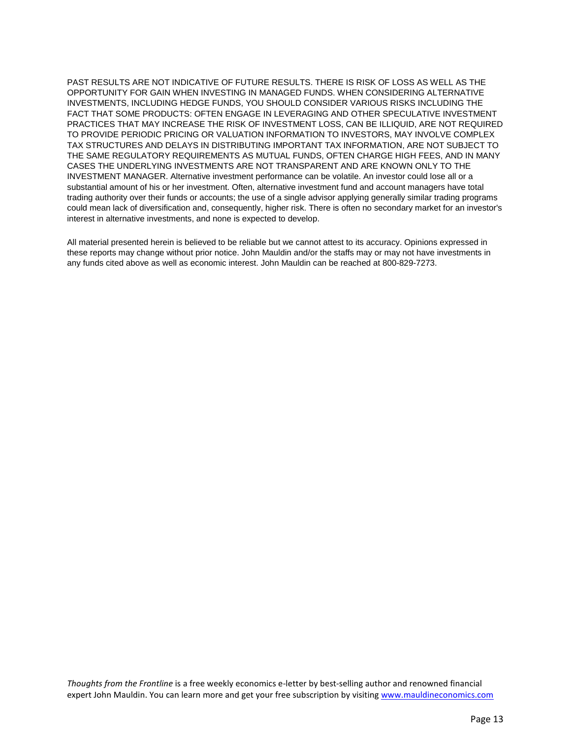PAST RESULTS ARE NOT INDICATIVE OF FUTURE RESULTS. THERE IS RISK OF LOSS AS WELL AS THE OPPORTUNITY FOR GAIN WHEN INVESTING IN MANAGED FUNDS. WHEN CONSIDERING ALTERNATIVE INVESTMENTS, INCLUDING HEDGE FUNDS, YOU SHOULD CONSIDER VARIOUS RISKS INCLUDING THE FACT THAT SOME PRODUCTS: OFTEN ENGAGE IN LEVERAGING AND OTHER SPECULATIVE INVESTMENT PRACTICES THAT MAY INCREASE THE RISK OF INVESTMENT LOSS, CAN BE ILLIQUID, ARE NOT REQUIRED TO PROVIDE PERIODIC PRICING OR VALUATION INFORMATION TO INVESTORS, MAY INVOLVE COMPLEX TAX STRUCTURES AND DELAYS IN DISTRIBUTING IMPORTANT TAX INFORMATION, ARE NOT SUBJECT TO THE SAME REGULATORY REQUIREMENTS AS MUTUAL FUNDS, OFTEN CHARGE HIGH FEES, AND IN MANY CASES THE UNDERLYING INVESTMENTS ARE NOT TRANSPARENT AND ARE KNOWN ONLY TO THE INVESTMENT MANAGER. Alternative investment performance can be volatile. An investor could lose all or a substantial amount of his or her investment. Often, alternative investment fund and account managers have total trading authority over their funds or accounts; the use of a single advisor applying generally similar trading programs could mean lack of diversification and, consequently, higher risk. There is often no secondary market for an investor's interest in alternative investments, and none is expected to develop.

All material presented herein is believed to be reliable but we cannot attest to its accuracy. Opinions expressed in these reports may change without prior notice. John Mauldin and/or the staffs may or may not have investments in any funds cited above as well as economic interest. John Mauldin can be reached at 800-829-7273.

*Thoughts from the Frontline* is a free weekly economics e-letter by best-selling author and renowned financial expert John Mauldin. You can learn more and get your free subscription by visiting [www.mauldineconomics.com](http://www.mauldineconomics.com)